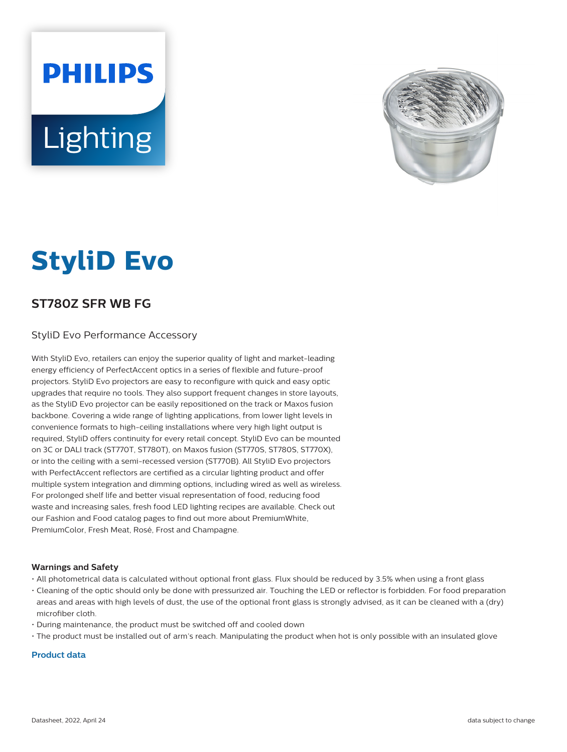PHILIPS

Lighting

# StyliD Evo

## ST780Z SFR WB FG

StyliD Evo Performance Accessory

With StyliD Evo, retailers can enjoy the superior quality of light and market-leading energy efficiency of PerfectAccent optics in a series of flexible and future-proof projectors. StyliD Evo projectors are easy to reconfigure with quick and easy optic upgrades that require no tools. They also support frequent changes in store layouts, as the StyliD Evo projector can be easily repositioned on the track or Maxos fusion backbone. Covering a wide range of lighting applications, from lower light levels in convenience formats to high-ceiling installations where very high light output is required, StyliD offers continuity for every retail concept. StyliD Evo can be mounted on 3C or DALI track (ST770T, ST780T), on Maxos fusion (ST770S, ST780S, ST770X), or into the ceiling with a semi-recessed version (ST770B). All StyliD Evo projectors with PerfectAccent reflectors are certified as a circular lighting product and offer multiple system integration and dimming options, including wired as well as wireless. For prolonged shelf life and better visual representation of food, reducing food waste and increasing sales, fresh food LED lighting recipes are available. Check out our Fashion and Food catalog pages to find out more about PremiumWhite, PremiumColor, Fresh Meat, Rosé, Frost and Champagne.

#### Warnings and Safety

- All photometrical data is calculated without optional front glass. Flux should be reduced by 3.5% when using a front glass
- Cleaning of the optic should only be done with pressurized air. Touching the LED or reflector is forbidden. For food preparation areas and areas with high levels of dust, the use of the optional front glass is strongly advised, as it can be cleaned with a (dry) microfiber cloth.
- During maintenance, the product must be switched off and cooled down
- The product must be installed out of arm's reach. Manipulating the product when hot is only possible with an insulated glove

#### Product data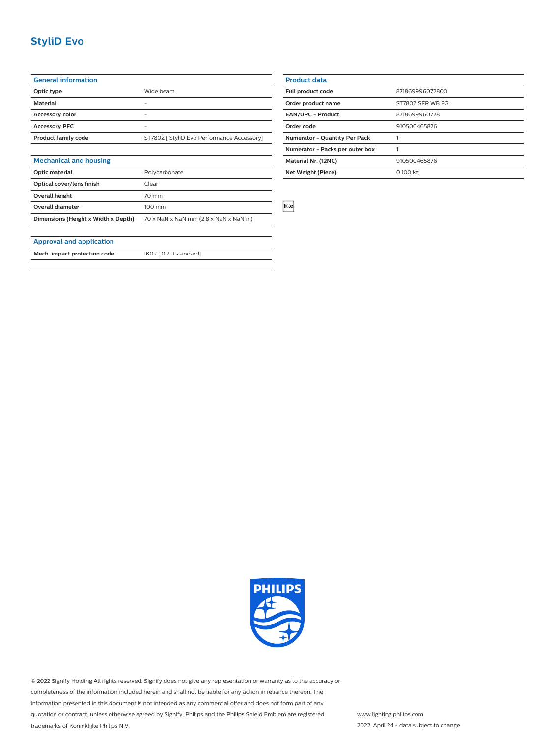# StyliD Evo

| General information | |
|---|---|
| **Optic type** | Wide beam |
| **Material** | - |
| **Accessory color** | - |
| **Accessory PFC** | - |
| **Product family code** | ST780Z [ StyliD Evo Performance Accessory] |

| Mechanical and housing | |
|---|---|
| **Optic material** | Polycarbonate |
| **Optical cover/lens finish** | Clear |
| **Overall height** | 70 mm |
| **Overall diameter** | 100 mm |
| **Dimensions (Height x Width x Depth)** | 70 x NaN x NaN mm (2.8 x NaN x NaN in) |

| Approval and application | |
|---|---|
| **Mech. impact protection code** | IK02 [ 0.2 J standard] |

| Product data | |
|---|---|
| **Full product code** | 871869996072800 |
| **Order product name** | ST780Z SFR WB FG |
| **EAN/UPC - Product** | 8718699960728 |
| **Order code** | 910500465876 |
| **Numerator - Quantity Per Pack** | 1 |
| **Numerator - Packs per outer box** | 1 |
| **Material Nr. (12NC)** | 910500465876 |
| **Net Weight (Piece)** | 0.100 kg |

IK 02

© 2022 Signify Holding All rights reserved. Signify does not give any representation or warranty as to the accuracy or completeness of the information included herein and shall not be liable for any action in reliance thereon. The information presented in this document is not intended as any commercial offer and does not form part of any quotation or contract, unless otherwise agreed by Signify. Philips and the Philips Shield Emblem are registered trademarks of Koninklijke Philips N.V.

www.lighting.philips.com

2022, April 24 - data subject to change